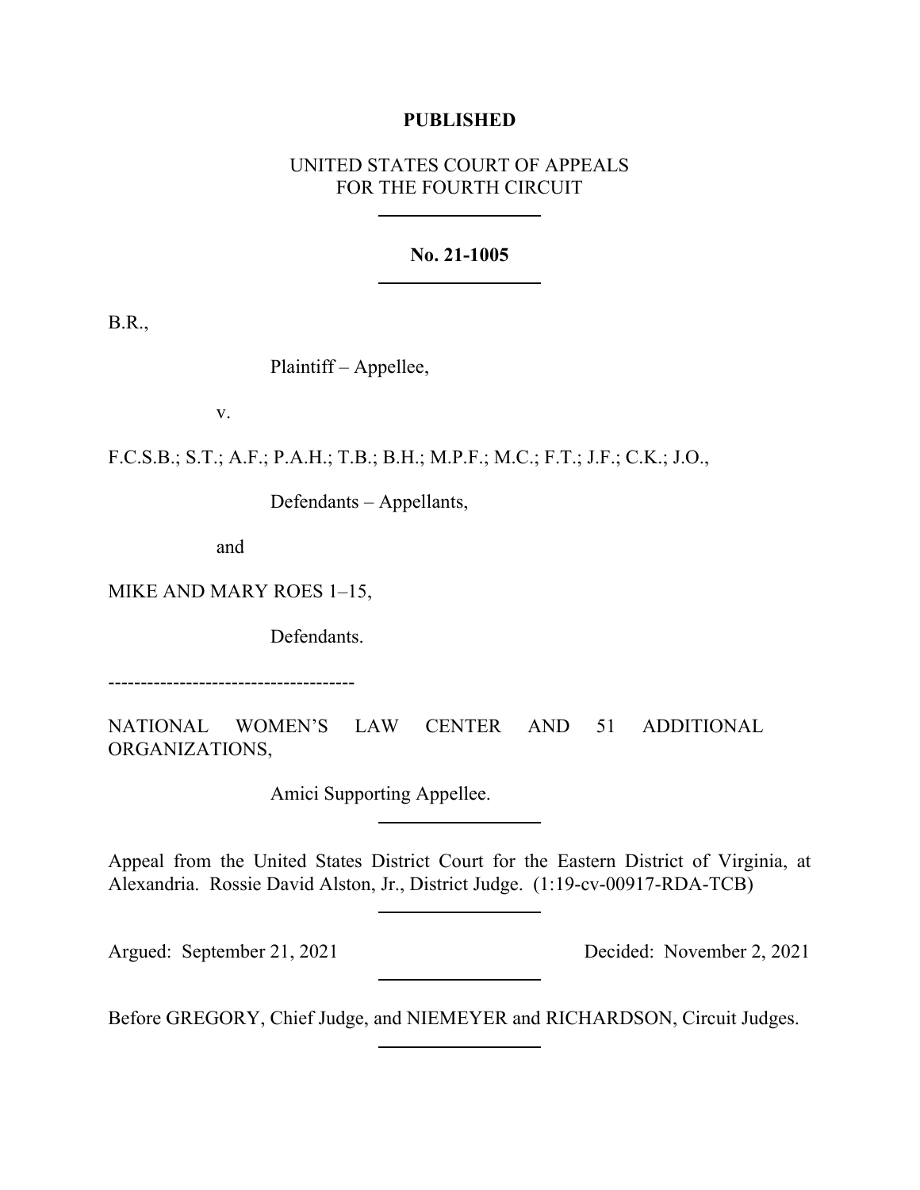**PUBLISHED**

UNITED STATES COURT OF APPEALS
FOR THE FOURTH CIRCUIT

---

**No. 21-1005**

---

B.R.,

Plaintiff – Appellee,

v.

F.C.S.B.; S.T.; A.F.; P.A.H.; T.B.; B.H.; M.P.F.; M.C.; F.T.; J.F.; C.K.; J.O.,

Defendants – Appellants,

and

MIKE AND MARY ROES 1–15,

Defendants.

---

NATIONAL WOMEN'S LAW CENTER AND 51 ADDITIONAL ORGANIZATIONS,

Amici Supporting Appellee.

---

Appeal from the United States District Court for the Eastern District of Virginia, at Alexandria. Rossie David Alston, Jr., District Judge. (1:19-cv-00917-RDA-TCB)

---

Argued: September 21, 2021 Decided: November 2, 2021

---

Before GREGORY, Chief Judge, and NIEMEYER and RICHARDSON, Circuit Judges.

---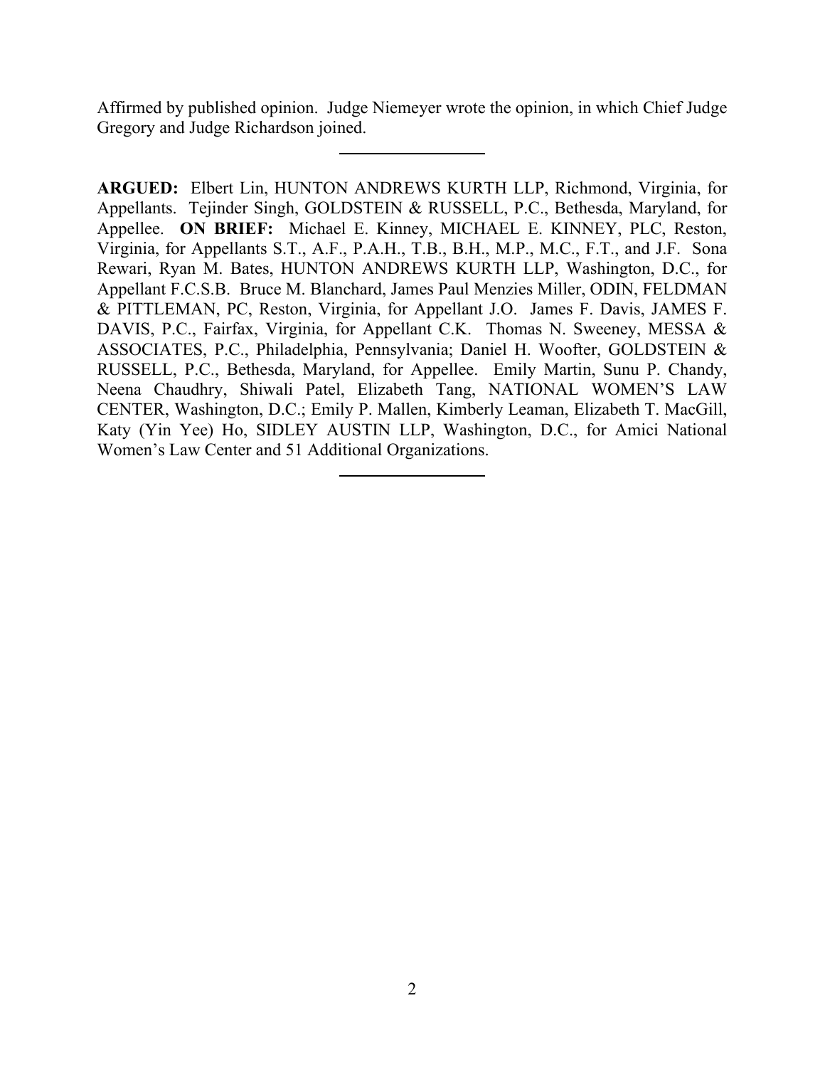Affirmed by published opinion. Judge Niemeyer wrote the opinion, in which Chief Judge Gregory and Judge Richardson joined.

---

**ARGUED:** Elbert Lin, HUNTON ANDREWS KURTH LLP, Richmond, Virginia, for Appellants. Tejinder Singh, GOLDSTEIN & RUSSELL, P.C., Bethesda, Maryland, for Appellee. **ON BRIEF:** Michael E. Kinney, MICHAEL E. KINNEY, PLC, Reston, Virginia, for Appellants S.T., A.F., P.A.H., T.B., B.H., M.P., M.C., F.T., and J.F. Sona Rewari, Ryan M. Bates, HUNTON ANDREWS KURTH LLP, Washington, D.C., for Appellant F.C.S.B. Bruce M. Blanchard, James Paul Menzies Miller, ODIN, FELDMAN & PITTLEMAN, PC, Reston, Virginia, for Appellant J.O. James F. Davis, JAMES F. DAVIS, P.C., Fairfax, Virginia, for Appellant C.K. Thomas N. Sweeney, MESSA & ASSOCIATES, P.C., Philadelphia, Pennsylvania; Daniel H. Woofter, GOLDSTEIN & RUSSELL, P.C., Bethesda, Maryland, for Appellee. Emily Martin, Sunu P. Chandy, Neena Chaudhry, Shiwali Patel, Elizabeth Tang, NATIONAL WOMEN'S LAW CENTER, Washington, D.C.; Emily P. Mallen, Kimberly Leaman, Elizabeth T. MacGill, Katy (Yin Yee) Ho, SIDLEY AUSTIN LLP, Washington, D.C., for Amici National Women's Law Center and 51 Additional Organizations.

---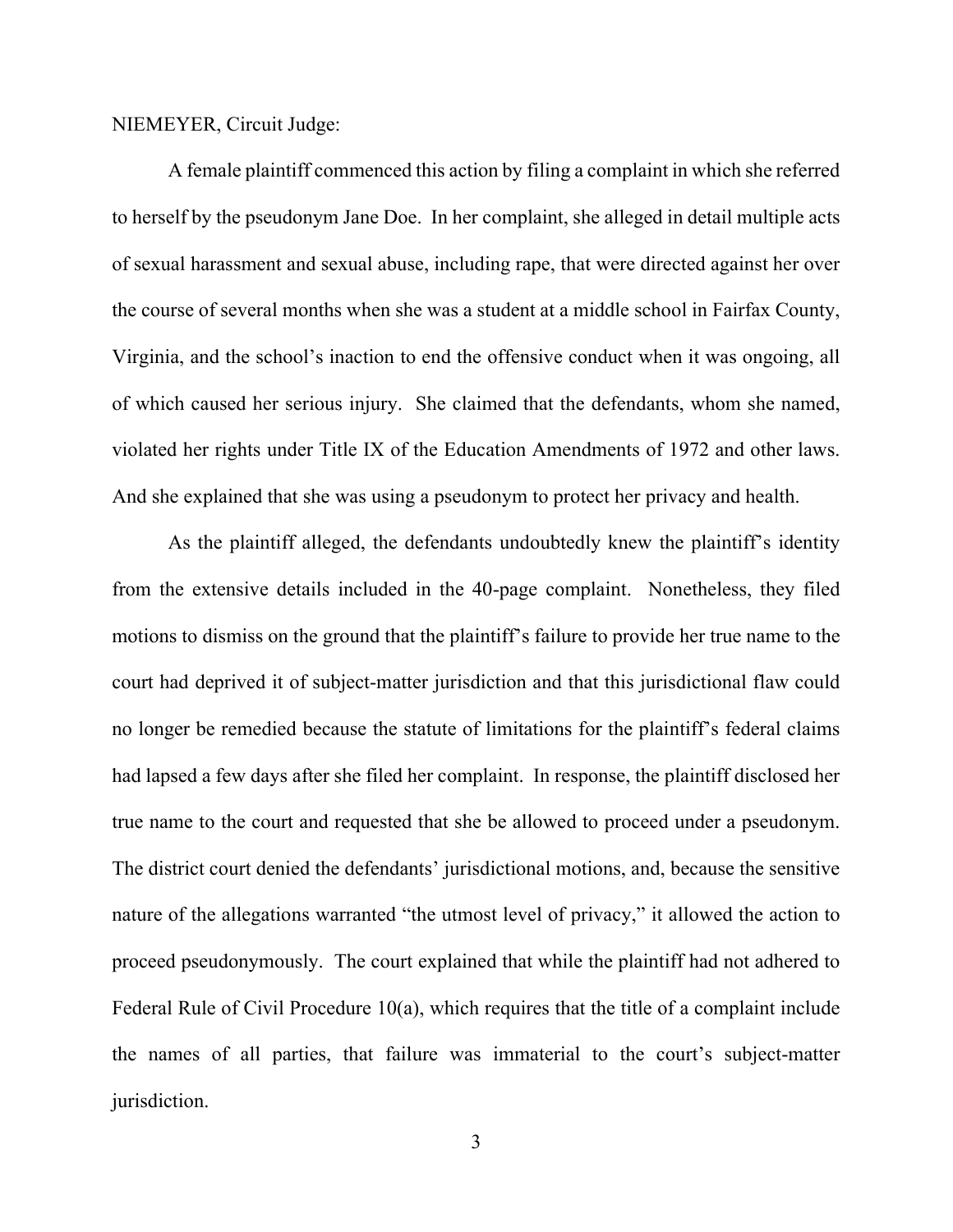NIEMEYER, Circuit Judge:

A female plaintiff commenced this action by filing a complaint in which she referred to herself by the pseudonym Jane Doe. In her complaint, she alleged in detail multiple acts of sexual harassment and sexual abuse, including rape, that were directed against her over the course of several months when she was a student at a middle school in Fairfax County, Virginia, and the school's inaction to end the offensive conduct when it was ongoing, all of which caused her serious injury. She claimed that the defendants, whom she named, violated her rights under Title IX of the Education Amendments of 1972 and other laws. And she explained that she was using a pseudonym to protect her privacy and health.

As the plaintiff alleged, the defendants undoubtedly knew the plaintiff's identity from the extensive details included in the 40-page complaint. Nonetheless, they filed motions to dismiss on the ground that the plaintiff's failure to provide her true name to the court had deprived it of subject-matter jurisdiction and that this jurisdictional flaw could no longer be remedied because the statute of limitations for the plaintiff's federal claims had lapsed a few days after she filed her complaint. In response, the plaintiff disclosed her true name to the court and requested that she be allowed to proceed under a pseudonym. The district court denied the defendants' jurisdictional motions, and, because the sensitive nature of the allegations warranted "the utmost level of privacy," it allowed the action to proceed pseudonymously. The court explained that while the plaintiff had not adhered to Federal Rule of Civil Procedure 10(a), which requires that the title of a complaint include the names of all parties, that failure was immaterial to the court's subject-matter jurisdiction.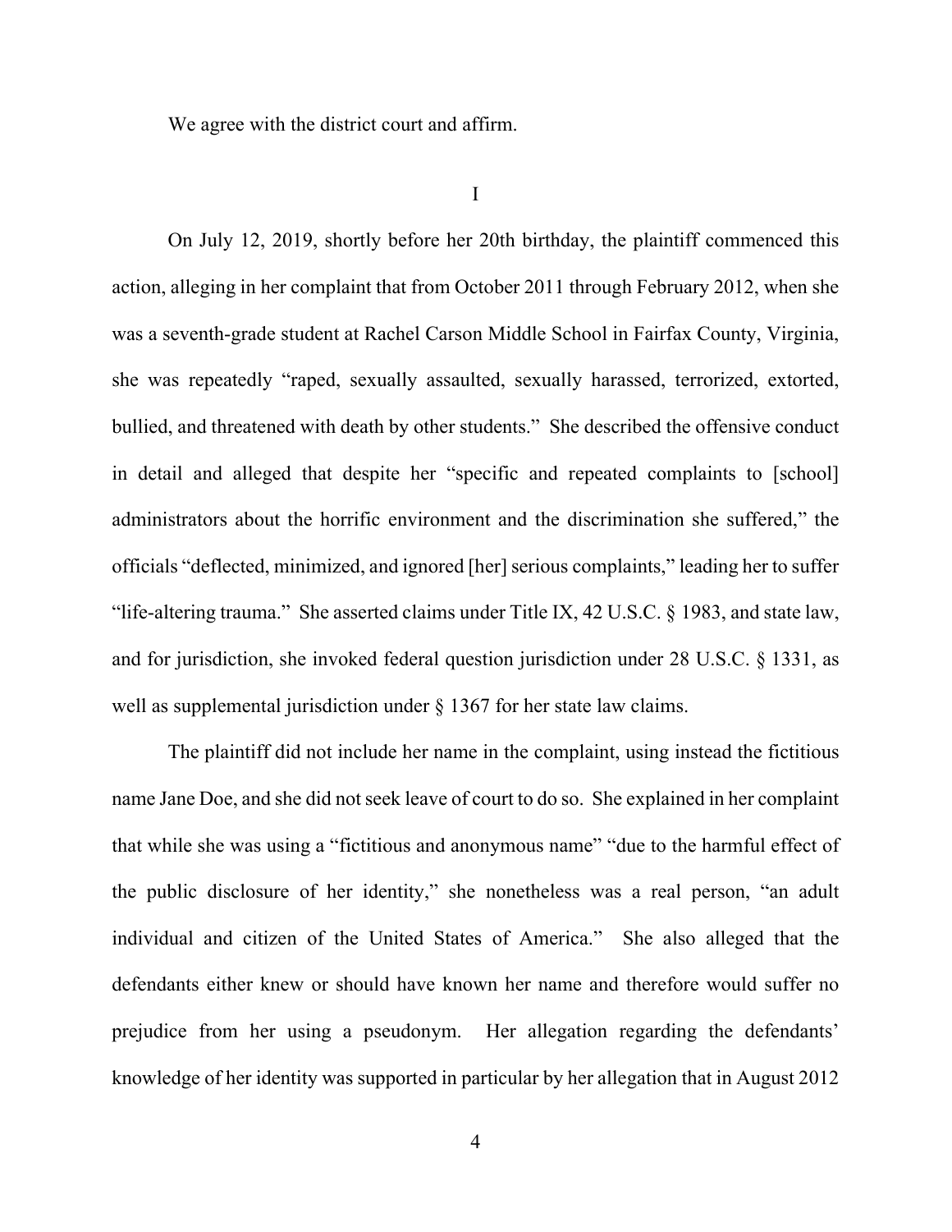We agree with the district court and affirm.

I

On July 12, 2019, shortly before her 20th birthday, the plaintiff commenced this action, alleging in her complaint that from October 2011 through February 2012, when she was a seventh-grade student at Rachel Carson Middle School in Fairfax County, Virginia, she was repeatedly "raped, sexually assaulted, sexually harassed, terrorized, extorted, bullied, and threatened with death by other students." She described the offensive conduct in detail and alleged that despite her "specific and repeated complaints to [school] administrators about the horrific environment and the discrimination she suffered," the officials "deflected, minimized, and ignored [her] serious complaints," leading her to suffer "life-altering trauma." She asserted claims under Title IX, 42 U.S.C. § 1983, and state law, and for jurisdiction, she invoked federal question jurisdiction under 28 U.S.C. § 1331, as well as supplemental jurisdiction under § 1367 for her state law claims.

The plaintiff did not include her name in the complaint, using instead the fictitious name Jane Doe, and she did not seek leave of court to do so. She explained in her complaint that while she was using a "fictitious and anonymous name" "due to the harmful effect of the public disclosure of her identity," she nonetheless was a real person, "an adult individual and citizen of the United States of America." She also alleged that the defendants either knew or should have known her name and therefore would suffer no prejudice from her using a pseudonym. Her allegation regarding the defendants' knowledge of her identity was supported in particular by her allegation that in August 2012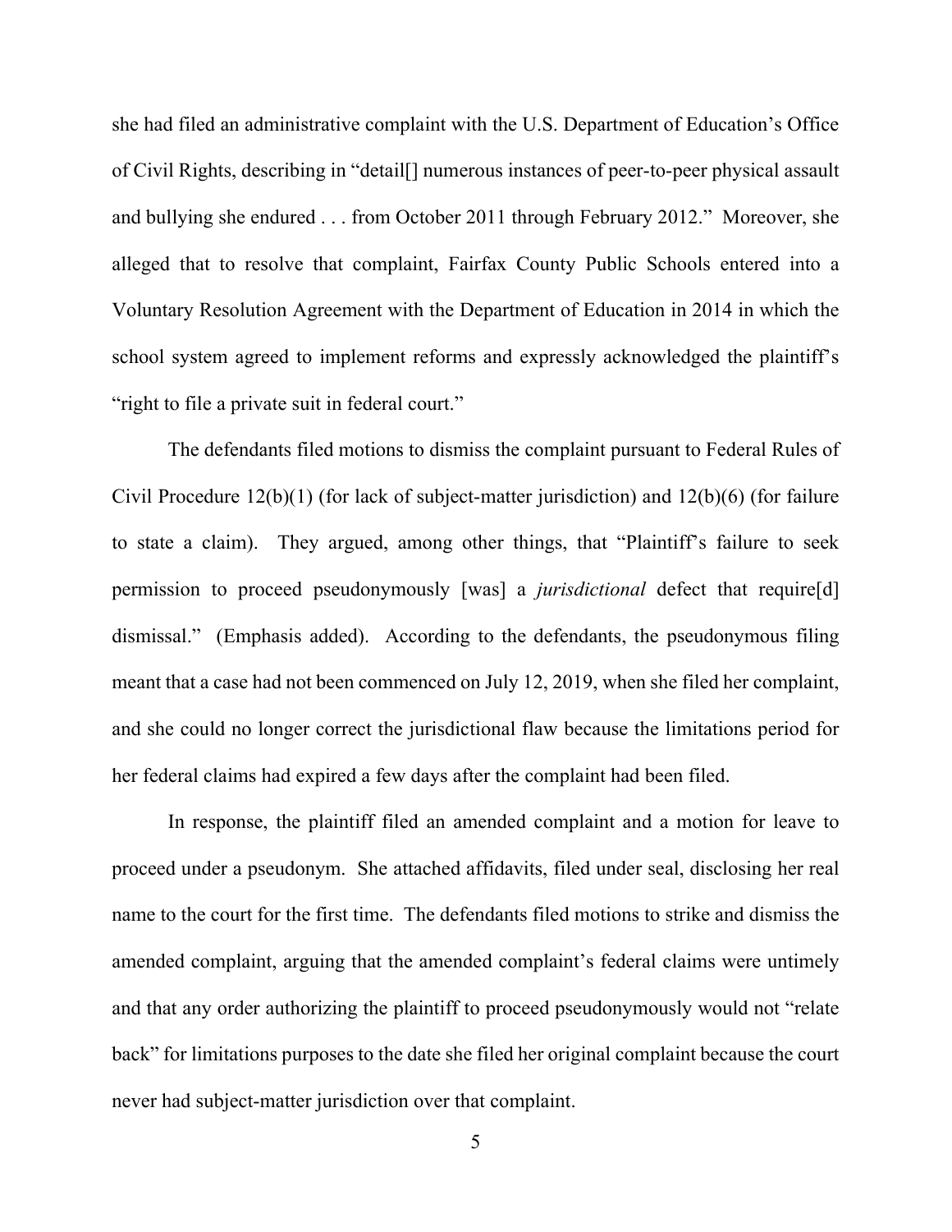she had filed an administrative complaint with the U.S. Department of Education's Office of Civil Rights, describing in "detail[] numerous instances of peer-to-peer physical assault and bullying she endured . . . from October 2011 through February 2012." Moreover, she alleged that to resolve that complaint, Fairfax County Public Schools entered into a Voluntary Resolution Agreement with the Department of Education in 2014 in which the school system agreed to implement reforms and expressly acknowledged the plaintiff's "right to file a private suit in federal court."

The defendants filed motions to dismiss the complaint pursuant to Federal Rules of Civil Procedure 12(b)(1) (for lack of subject-matter jurisdiction) and 12(b)(6) (for failure to state a claim). They argued, among other things, that "Plaintiff's failure to seek permission to proceed pseudonymously [was] a *jurisdictional* defect that require[d] dismissal." (Emphasis added). According to the defendants, the pseudonymous filing meant that a case had not been commenced on July 12, 2019, when she filed her complaint, and she could no longer correct the jurisdictional flaw because the limitations period for her federal claims had expired a few days after the complaint had been filed.

In response, the plaintiff filed an amended complaint and a motion for leave to proceed under a pseudonym. She attached affidavits, filed under seal, disclosing her real name to the court for the first time. The defendants filed motions to strike and dismiss the amended complaint, arguing that the amended complaint's federal claims were untimely and that any order authorizing the plaintiff to proceed pseudonymously would not "relate back" for limitations purposes to the date she filed her original complaint because the court never had subject-matter jurisdiction over that complaint.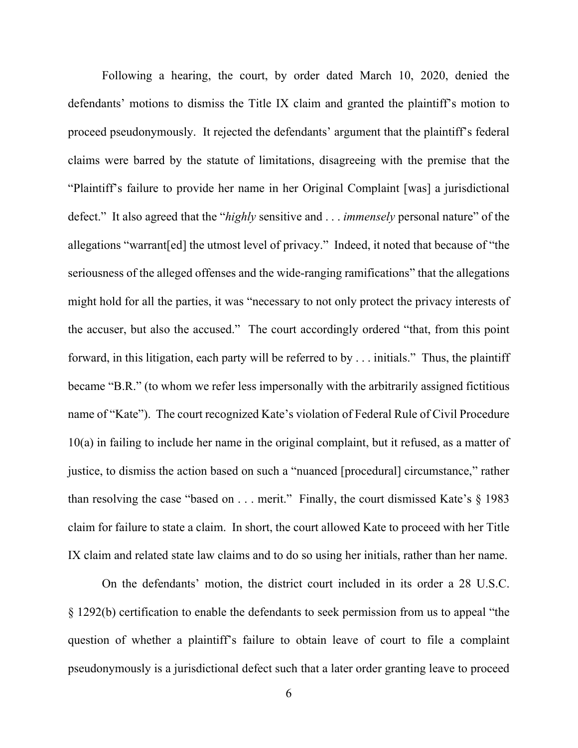Following a hearing, the court, by order dated March 10, 2020, denied the defendants' motions to dismiss the Title IX claim and granted the plaintiff's motion to proceed pseudonymously. It rejected the defendants' argument that the plaintiff's federal claims were barred by the statute of limitations, disagreeing with the premise that the "Plaintiff's failure to provide her name in her Original Complaint [was] a jurisdictional defect." It also agreed that the "*highly* sensitive and . . . *immensely* personal nature" of the allegations "warrant[ed] the utmost level of privacy." Indeed, it noted that because of "the seriousness of the alleged offenses and the wide-ranging ramifications" that the allegations might hold for all the parties, it was "necessary to not only protect the privacy interests of the accuser, but also the accused." The court accordingly ordered "that, from this point forward, in this litigation, each party will be referred to by . . . initials." Thus, the plaintiff became "B.R." (to whom we refer less impersonally with the arbitrarily assigned fictitious name of "Kate"). The court recognized Kate's violation of Federal Rule of Civil Procedure 10(a) in failing to include her name in the original complaint, but it refused, as a matter of justice, to dismiss the action based on such a "nuanced [procedural] circumstance," rather than resolving the case "based on . . . merit." Finally, the court dismissed Kate's § 1983 claim for failure to state a claim. In short, the court allowed Kate to proceed with her Title IX claim and related state law claims and to do so using her initials, rather than her name.

On the defendants' motion, the district court included in its order a 28 U.S.C. § 1292(b) certification to enable the defendants to seek permission from us to appeal "the question of whether a plaintiff's failure to obtain leave of court to file a complaint pseudonymously is a jurisdictional defect such that a later order granting leave to proceed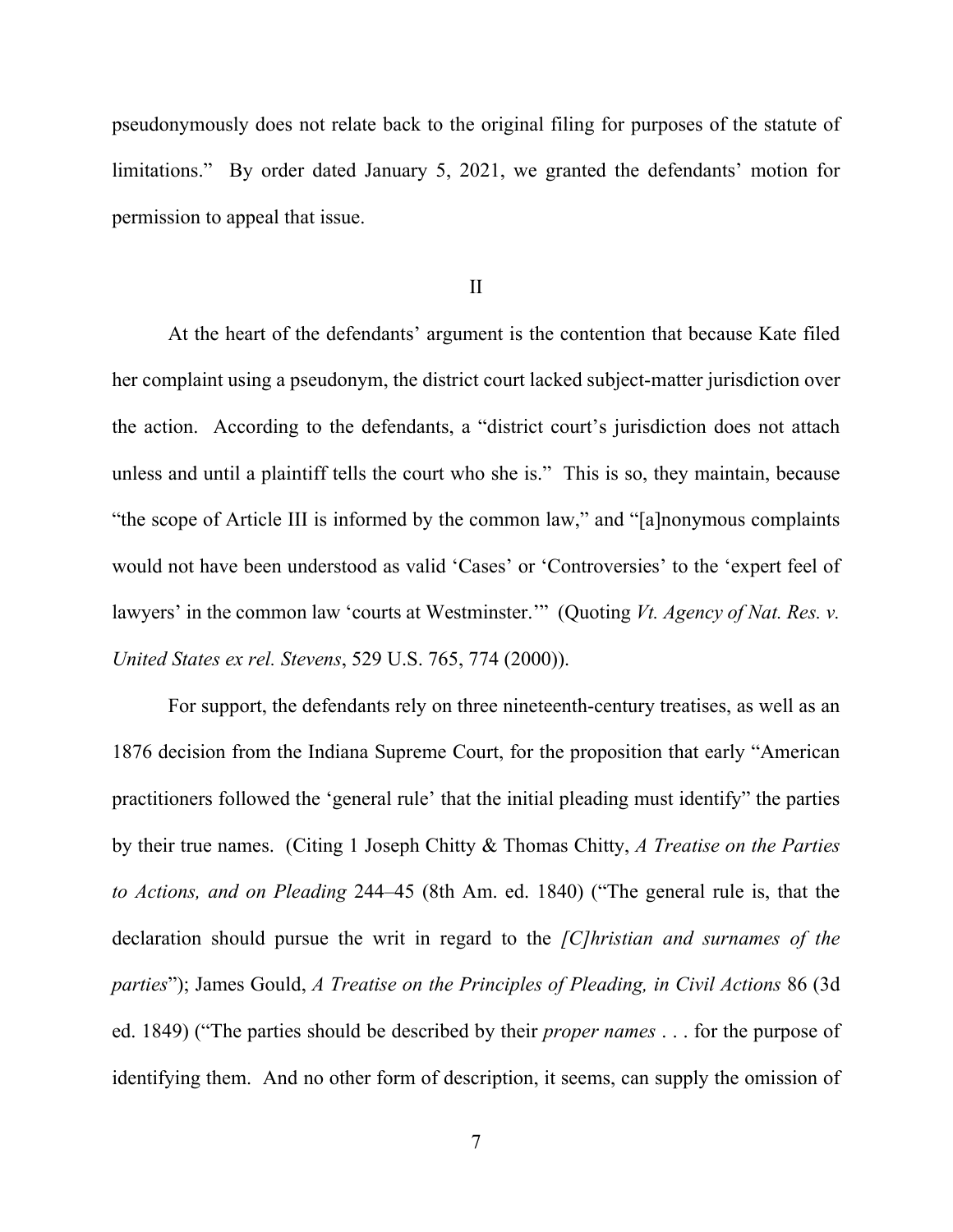pseudonymously does not relate back to the original filing for purposes of the statute of limitations." By order dated January 5, 2021, we granted the defendants' motion for permission to appeal that issue.

## II

At the heart of the defendants' argument is the contention that because Kate filed her complaint using a pseudonym, the district court lacked subject-matter jurisdiction over the action. According to the defendants, a "district court's jurisdiction does not attach unless and until a plaintiff tells the court who she is." This is so, they maintain, because "the scope of Article III is informed by the common law," and "[a]nonymous complaints would not have been understood as valid 'Cases' or 'Controversies' to the 'expert feel of lawyers' in the common law 'courts at Westminster.'" (Quoting *Vt. Agency of Nat. Res. v. United States ex rel. Stevens*, 529 U.S. 765, 774 (2000)).

For support, the defendants rely on three nineteenth-century treatises, as well as an 1876 decision from the Indiana Supreme Court, for the proposition that early "American practitioners followed the 'general rule' that the initial pleading must identify" the parties by their true names. (Citing 1 Joseph Chitty & Thomas Chitty, *A Treatise on the Parties to Actions, and on Pleading* 244–45 (8th Am. ed. 1840) ("The general rule is, that the declaration should pursue the writ in regard to the *[C]hristian and surnames of the parties*"); James Gould, *A Treatise on the Principles of Pleading, in Civil Actions* 86 (3d ed. 1849) ("The parties should be described by their *proper names* . . . for the purpose of identifying them. And no other form of description, it seems, can supply the omission of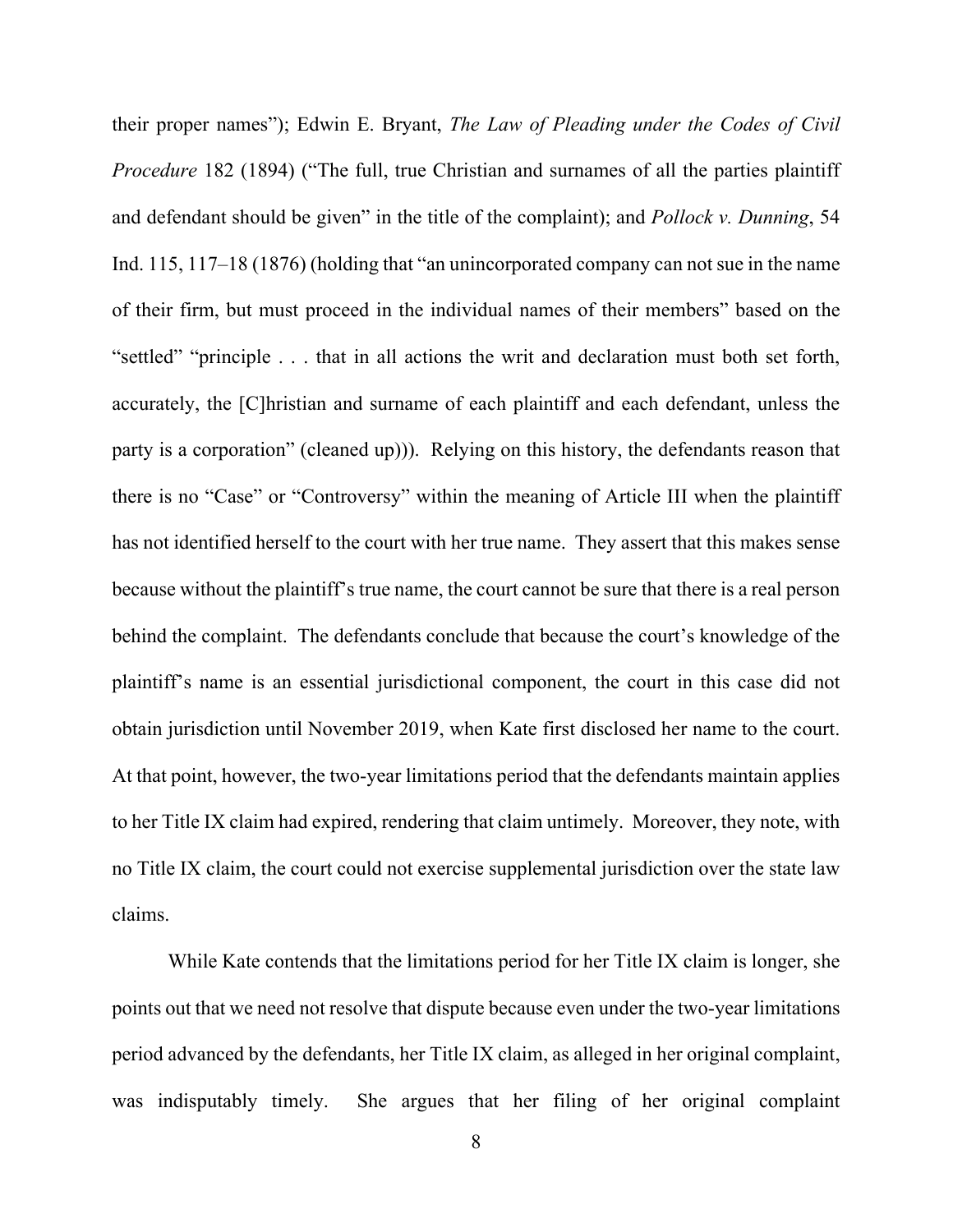their proper names"); Edwin E. Bryant, *The Law of Pleading under the Codes of Civil Procedure* 182 (1894) ("The full, true Christian and surnames of all the parties plaintiff and defendant should be given" in the title of the complaint); and *Pollock v. Dunning*, 54 Ind. 115, 117–18 (1876) (holding that "an unincorporated company can not sue in the name of their firm, but must proceed in the individual names of their members" based on the "settled" "principle . . . that in all actions the writ and declaration must both set forth, accurately, the [C]hristian and surname of each plaintiff and each defendant, unless the party is a corporation" (cleaned up))). Relying on this history, the defendants reason that there is no "Case" or "Controversy" within the meaning of Article III when the plaintiff has not identified herself to the court with her true name. They assert that this makes sense because without the plaintiff's true name, the court cannot be sure that there is a real person behind the complaint. The defendants conclude that because the court's knowledge of the plaintiff's name is an essential jurisdictional component, the court in this case did not obtain jurisdiction until November 2019, when Kate first disclosed her name to the court. At that point, however, the two-year limitations period that the defendants maintain applies to her Title IX claim had expired, rendering that claim untimely. Moreover, they note, with no Title IX claim, the court could not exercise supplemental jurisdiction over the state law claims.

While Kate contends that the limitations period for her Title IX claim is longer, she points out that we need not resolve that dispute because even under the two-year limitations period advanced by the defendants, her Title IX claim, as alleged in her original complaint, was indisputably timely. She argues that her filing of her original complaint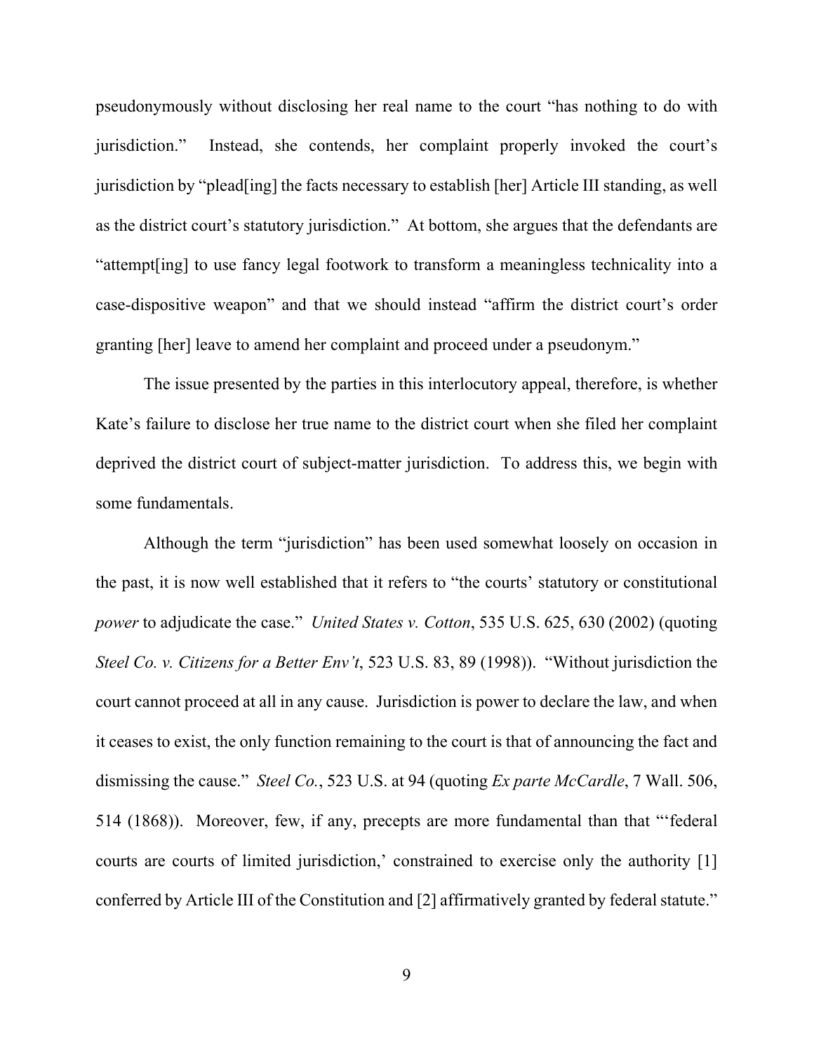pseudonymously without disclosing her real name to the court "has nothing to do with jurisdiction." Instead, she contends, her complaint properly invoked the court's jurisdiction by "plead[ing] the facts necessary to establish [her] Article III standing, as well as the district court's statutory jurisdiction." At bottom, she argues that the defendants are "attempt[ing] to use fancy legal footwork to transform a meaningless technicality into a case-dispositive weapon" and that we should instead "affirm the district court's order granting [her] leave to amend her complaint and proceed under a pseudonym."

The issue presented by the parties in this interlocutory appeal, therefore, is whether Kate's failure to disclose her true name to the district court when she filed her complaint deprived the district court of subject-matter jurisdiction. To address this, we begin with some fundamentals.

Although the term "jurisdiction" has been used somewhat loosely on occasion in the past, it is now well established that it refers to "the courts' statutory or constitutional *power* to adjudicate the case." *United States v. Cotton*, 535 U.S. 625, 630 (2002) (quoting *Steel Co. v. Citizens for a Better Env't*, 523 U.S. 83, 89 (1998)). "Without jurisdiction the court cannot proceed at all in any cause. Jurisdiction is power to declare the law, and when it ceases to exist, the only function remaining to the court is that of announcing the fact and dismissing the cause." *Steel Co.*, 523 U.S. at 94 (quoting *Ex parte McCardle*, 7 Wall. 506, 514 (1868)). Moreover, few, if any, precepts are more fundamental than that "'federal courts are courts of limited jurisdiction,' constrained to exercise only the authority [1] conferred by Article III of the Constitution and [2] affirmatively granted by federal statute."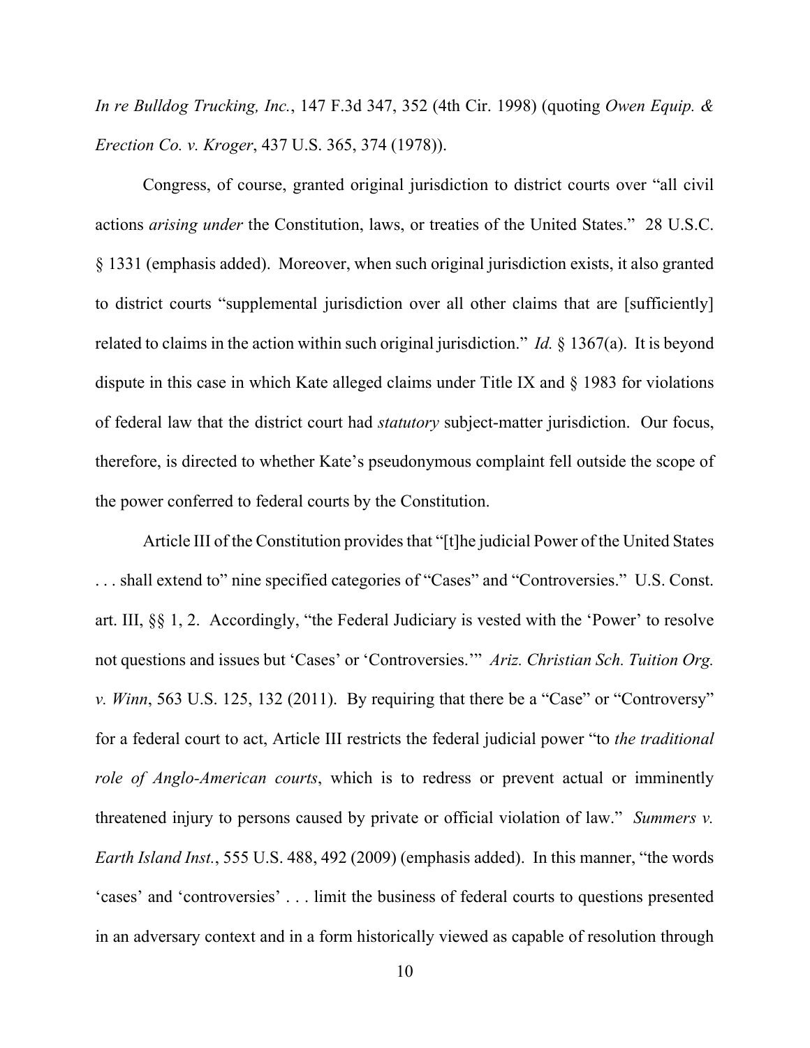*In re Bulldog Trucking, Inc.*, 147 F.3d 347, 352 (4th Cir. 1998) (quoting *Owen Equip. & Erection Co. v. Kroger*, 437 U.S. 365, 374 (1978)).

Congress, of course, granted original jurisdiction to district courts over "all civil actions *arising under* the Constitution, laws, or treaties of the United States." 28 U.S.C. § 1331 (emphasis added). Moreover, when such original jurisdiction exists, it also granted to district courts "supplemental jurisdiction over all other claims that are [sufficiently] related to claims in the action within such original jurisdiction." *Id.* § 1367(a). It is beyond dispute in this case in which Kate alleged claims under Title IX and § 1983 for violations of federal law that the district court had *statutory* subject-matter jurisdiction. Our focus, therefore, is directed to whether Kate's pseudonymous complaint fell outside the scope of the power conferred to federal courts by the Constitution.

Article III of the Constitution provides that "[t]he judicial Power of the United States . . . shall extend to" nine specified categories of "Cases" and "Controversies." U.S. Const. art. III, §§ 1, 2. Accordingly, "the Federal Judiciary is vested with the 'Power' to resolve not questions and issues but 'Cases' or 'Controversies.'" *Ariz. Christian Sch. Tuition Org. v. Winn*, 563 U.S. 125, 132 (2011). By requiring that there be a "Case" or "Controversy" for a federal court to act, Article III restricts the federal judicial power "to *the traditional role of Anglo-American courts*, which is to redress or prevent actual or imminently threatened injury to persons caused by private or official violation of law." *Summers v. Earth Island Inst.*, 555 U.S. 488, 492 (2009) (emphasis added). In this manner, "the words 'cases' and 'controversies' . . . limit the business of federal courts to questions presented in an adversary context and in a form historically viewed as capable of resolution through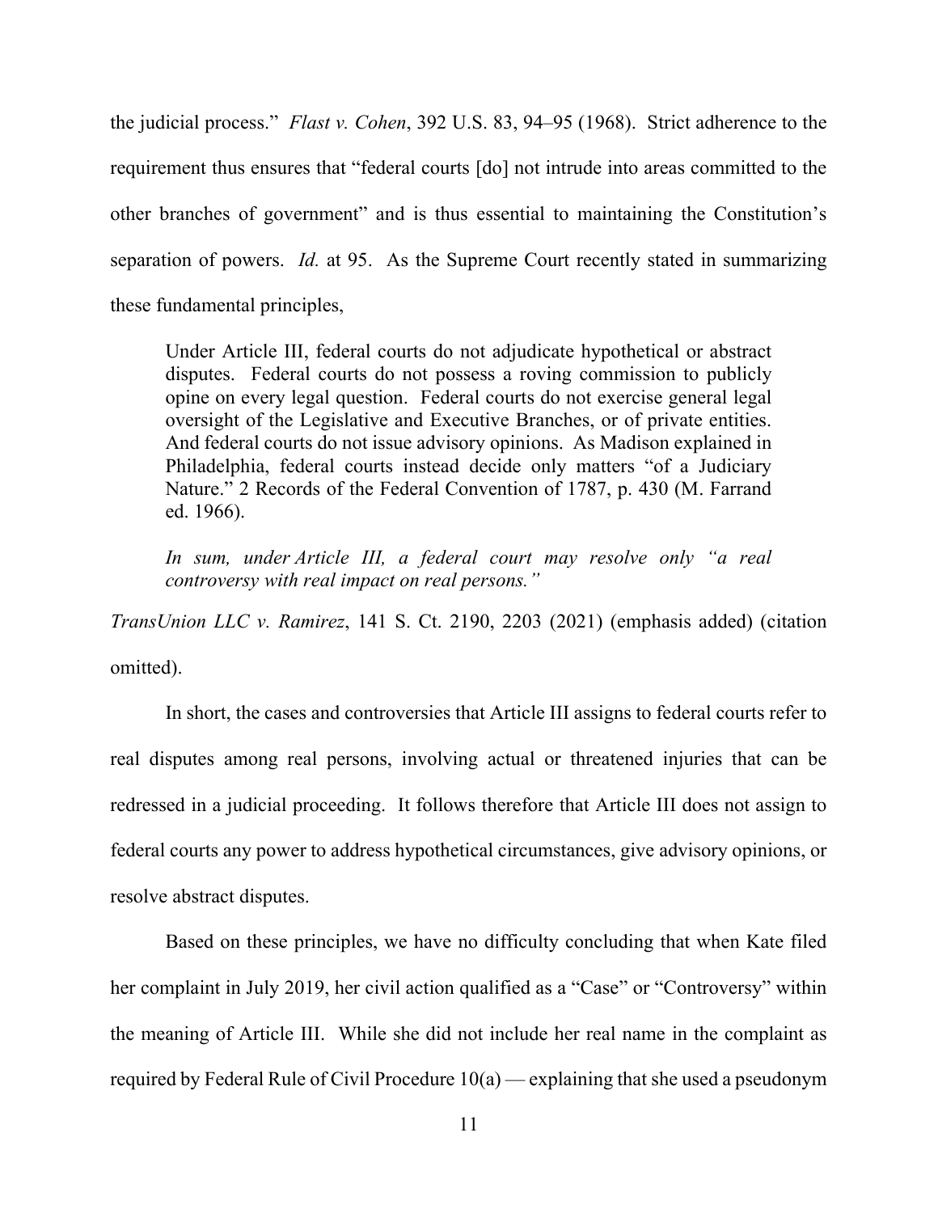the judicial process." *Flast v. Cohen*, 392 U.S. 83, 94–95 (1968). Strict adherence to the requirement thus ensures that "federal courts [do] not intrude into areas committed to the other branches of government" and is thus essential to maintaining the Constitution's separation of powers. *Id.* at 95. As the Supreme Court recently stated in summarizing these fundamental principles,

> Under Article III, federal courts do not adjudicate hypothetical or abstract disputes. Federal courts do not possess a roving commission to publicly opine on every legal question. Federal courts do not exercise general legal oversight of the Legislative and Executive Branches, or of private entities. And federal courts do not issue advisory opinions. As Madison explained in Philadelphia, federal courts instead decide only matters "of a Judiciary Nature." 2 Records of the Federal Convention of 1787, p. 430 (M. Farrand ed. 1966).
>
> *In sum, under Article III, a federal court may resolve only "a real controversy with real impact on real persons."*

*TransUnion LLC v. Ramirez*, 141 S. Ct. 2190, 2203 (2021) (emphasis added) (citation omitted).

In short, the cases and controversies that Article III assigns to federal courts refer to real disputes among real persons, involving actual or threatened injuries that can be redressed in a judicial proceeding. It follows therefore that Article III does not assign to federal courts any power to address hypothetical circumstances, give advisory opinions, or resolve abstract disputes.

Based on these principles, we have no difficulty concluding that when Kate filed her complaint in July 2019, her civil action qualified as a "Case" or "Controversy" within the meaning of Article III. While she did not include her real name in the complaint as required by Federal Rule of Civil Procedure 10(a) — explaining that she used a pseudonym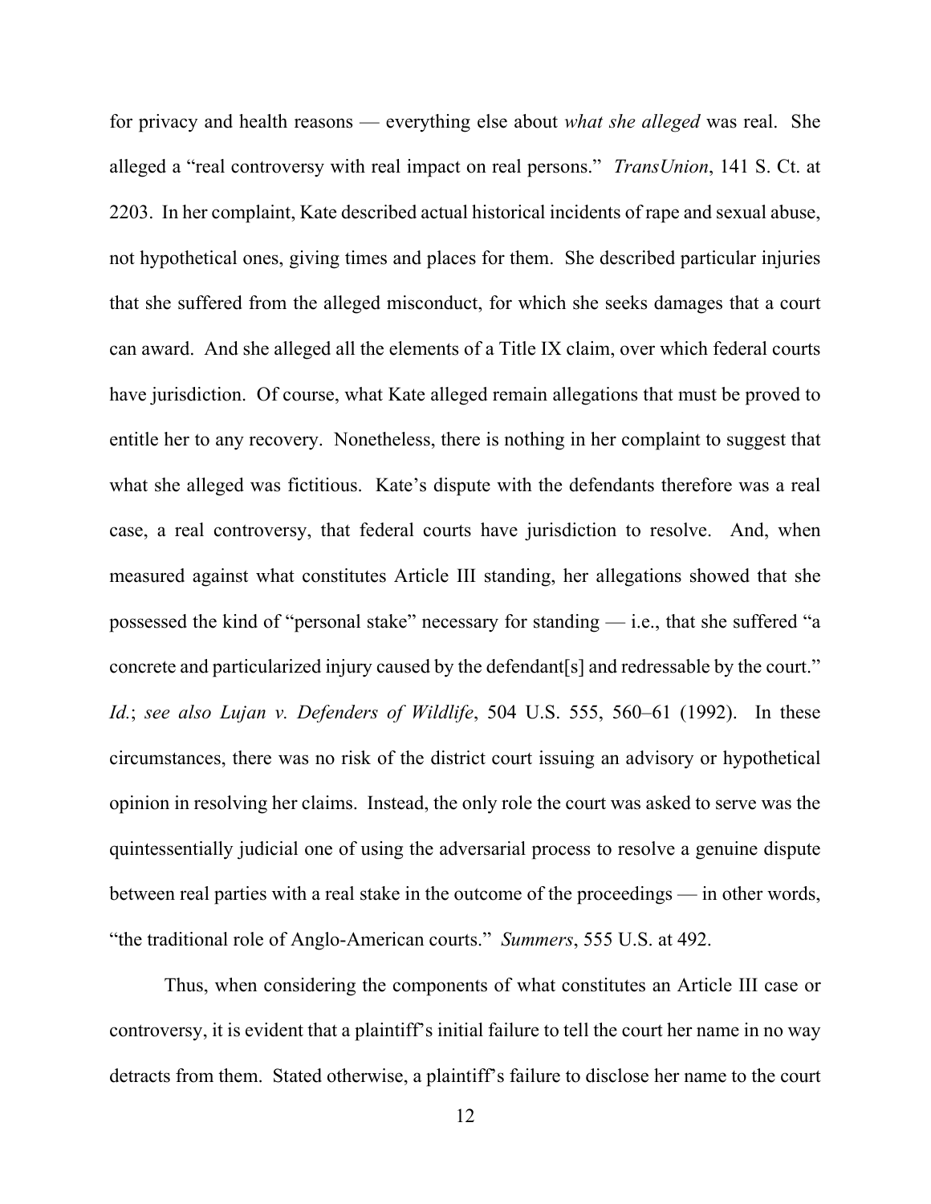for privacy and health reasons — everything else about *what she alleged* was real. She alleged a "real controversy with real impact on real persons." *TransUnion*, 141 S. Ct. at 2203. In her complaint, Kate described actual historical incidents of rape and sexual abuse, not hypothetical ones, giving times and places for them. She described particular injuries that she suffered from the alleged misconduct, for which she seeks damages that a court can award. And she alleged all the elements of a Title IX claim, over which federal courts have jurisdiction. Of course, what Kate alleged remain allegations that must be proved to entitle her to any recovery. Nonetheless, there is nothing in her complaint to suggest that what she alleged was fictitious. Kate's dispute with the defendants therefore was a real case, a real controversy, that federal courts have jurisdiction to resolve. And, when measured against what constitutes Article III standing, her allegations showed that she possessed the kind of "personal stake" necessary for standing — i.e., that she suffered "a concrete and particularized injury caused by the defendant[s] and redressable by the court." *Id.*; *see also Lujan v. Defenders of Wildlife*, 504 U.S. 555, 560–61 (1992). In these circumstances, there was no risk of the district court issuing an advisory or hypothetical opinion in resolving her claims. Instead, the only role the court was asked to serve was the quintessentially judicial one of using the adversarial process to resolve a genuine dispute between real parties with a real stake in the outcome of the proceedings — in other words, "the traditional role of Anglo-American courts." *Summers*, 555 U.S. at 492.

Thus, when considering the components of what constitutes an Article III case or controversy, it is evident that a plaintiff's initial failure to tell the court her name in no way detracts from them. Stated otherwise, a plaintiff's failure to disclose her name to the court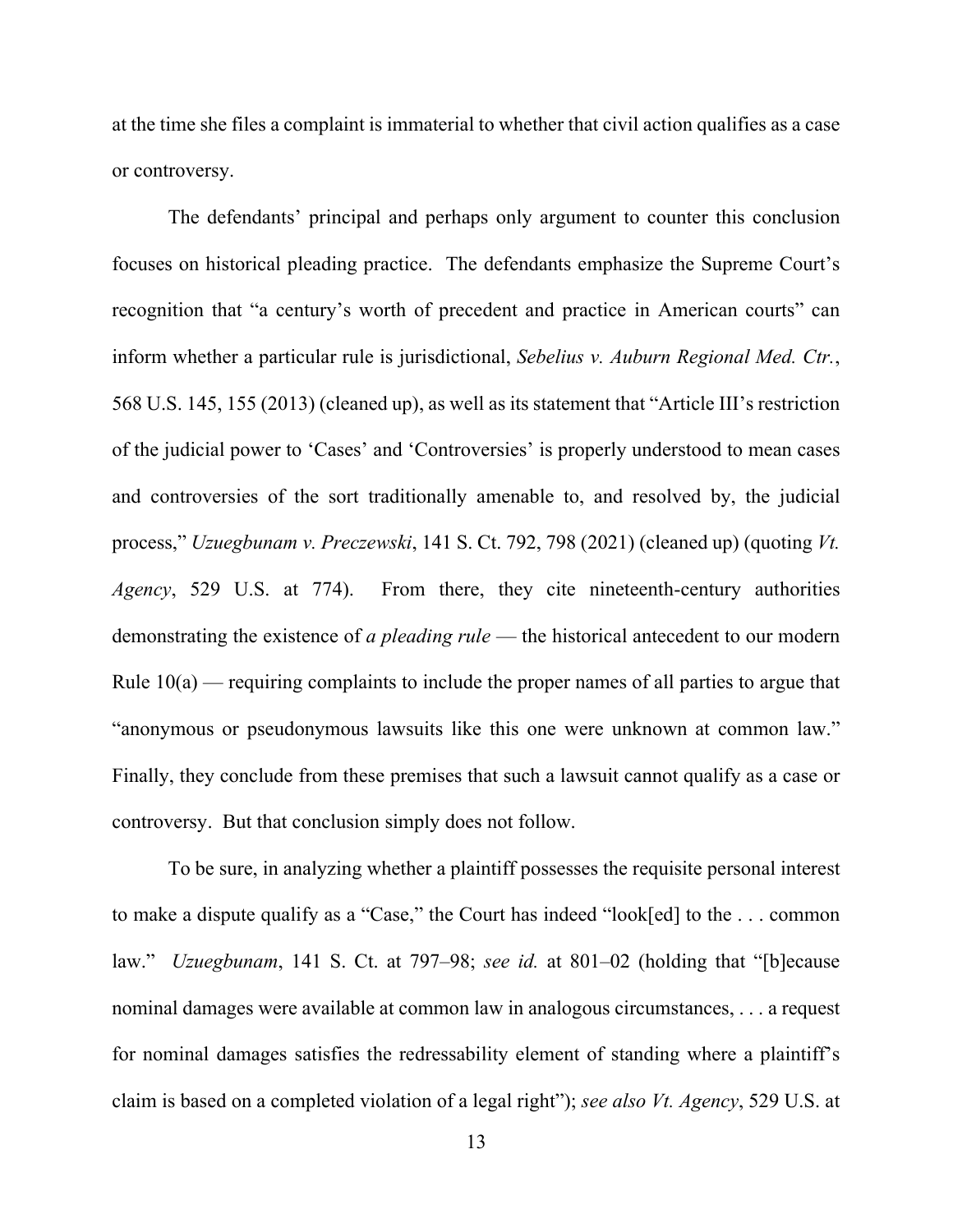at the time she files a complaint is immaterial to whether that civil action qualifies as a case or controversy.

The defendants' principal and perhaps only argument to counter this conclusion focuses on historical pleading practice. The defendants emphasize the Supreme Court's recognition that "a century's worth of precedent and practice in American courts" can inform whether a particular rule is jurisdictional, *Sebelius v. Auburn Regional Med. Ctr.*, 568 U.S. 145, 155 (2013) (cleaned up), as well as its statement that "Article III's restriction of the judicial power to 'Cases' and 'Controversies' is properly understood to mean cases and controversies of the sort traditionally amenable to, and resolved by, the judicial process," *Uzuegbunam v. Preczewski*, 141 S. Ct. 792, 798 (2021) (cleaned up) (quoting *Vt. Agency*, 529 U.S. at 774). From there, they cite nineteenth-century authorities demonstrating the existence of *a pleading rule* — the historical antecedent to our modern Rule 10(a) — requiring complaints to include the proper names of all parties to argue that "anonymous or pseudonymous lawsuits like this one were unknown at common law." Finally, they conclude from these premises that such a lawsuit cannot qualify as a case or controversy. But that conclusion simply does not follow.

To be sure, in analyzing whether a plaintiff possesses the requisite personal interest to make a dispute qualify as a "Case," the Court has indeed "look[ed] to the . . . common law." *Uzuegbunam*, 141 S. Ct. at 797–98; *see id.* at 801–02 (holding that "[b]ecause nominal damages were available at common law in analogous circumstances, . . . a request for nominal damages satisfies the redressability element of standing where a plaintiff's claim is based on a completed violation of a legal right"); *see also Vt. Agency*, 529 U.S. at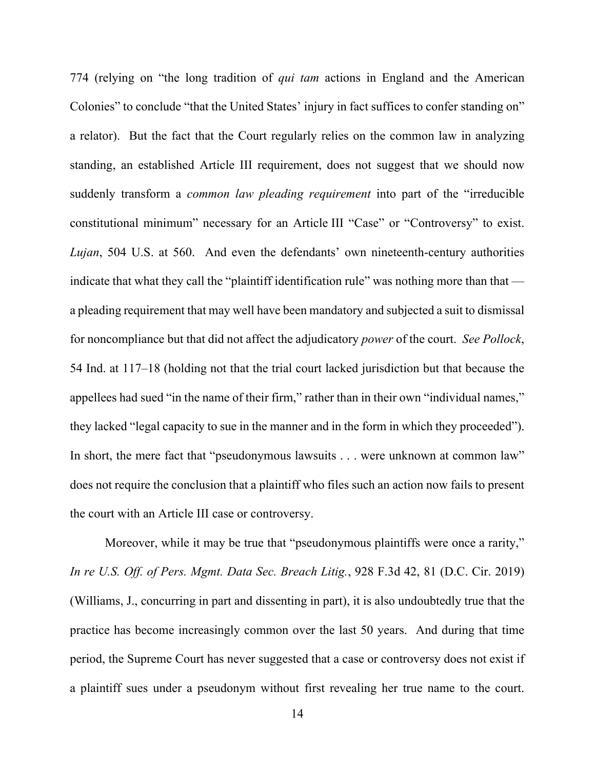774 (relying on "the long tradition of *qui tam* actions in England and the American Colonies" to conclude "that the United States' injury in fact suffices to confer standing on" a relator). But the fact that the Court regularly relies on the common law in analyzing standing, an established Article III requirement, does not suggest that we should now suddenly transform a *common law pleading requirement* into part of the "irreducible constitutional minimum" necessary for an Article III "Case" or "Controversy" to exist. *Lujan*, 504 U.S. at 560. And even the defendants' own nineteenth-century authorities indicate that what they call the "plaintiff identification rule" was nothing more than that — a pleading requirement that may well have been mandatory and subjected a suit to dismissal for noncompliance but that did not affect the adjudicatory *power* of the court. *See Pollock*, 54 Ind. at 117–18 (holding not that the trial court lacked jurisdiction but that because the appellees had sued "in the name of their firm," rather than in their own "individual names," they lacked "legal capacity to sue in the manner and in the form in which they proceeded"). In short, the mere fact that "pseudonymous lawsuits . . . were unknown at common law" does not require the conclusion that a plaintiff who files such an action now fails to present the court with an Article III case or controversy.

Moreover, while it may be true that "pseudonymous plaintiffs were once a rarity," *In re U.S. Off. of Pers. Mgmt. Data Sec. Breach Litig.*, 928 F.3d 42, 81 (D.C. Cir. 2019) (Williams, J., concurring in part and dissenting in part), it is also undoubtedly true that the practice has become increasingly common over the last 50 years. And during that time period, the Supreme Court has never suggested that a case or controversy does not exist if a plaintiff sues under a pseudonym without first revealing her true name to the court.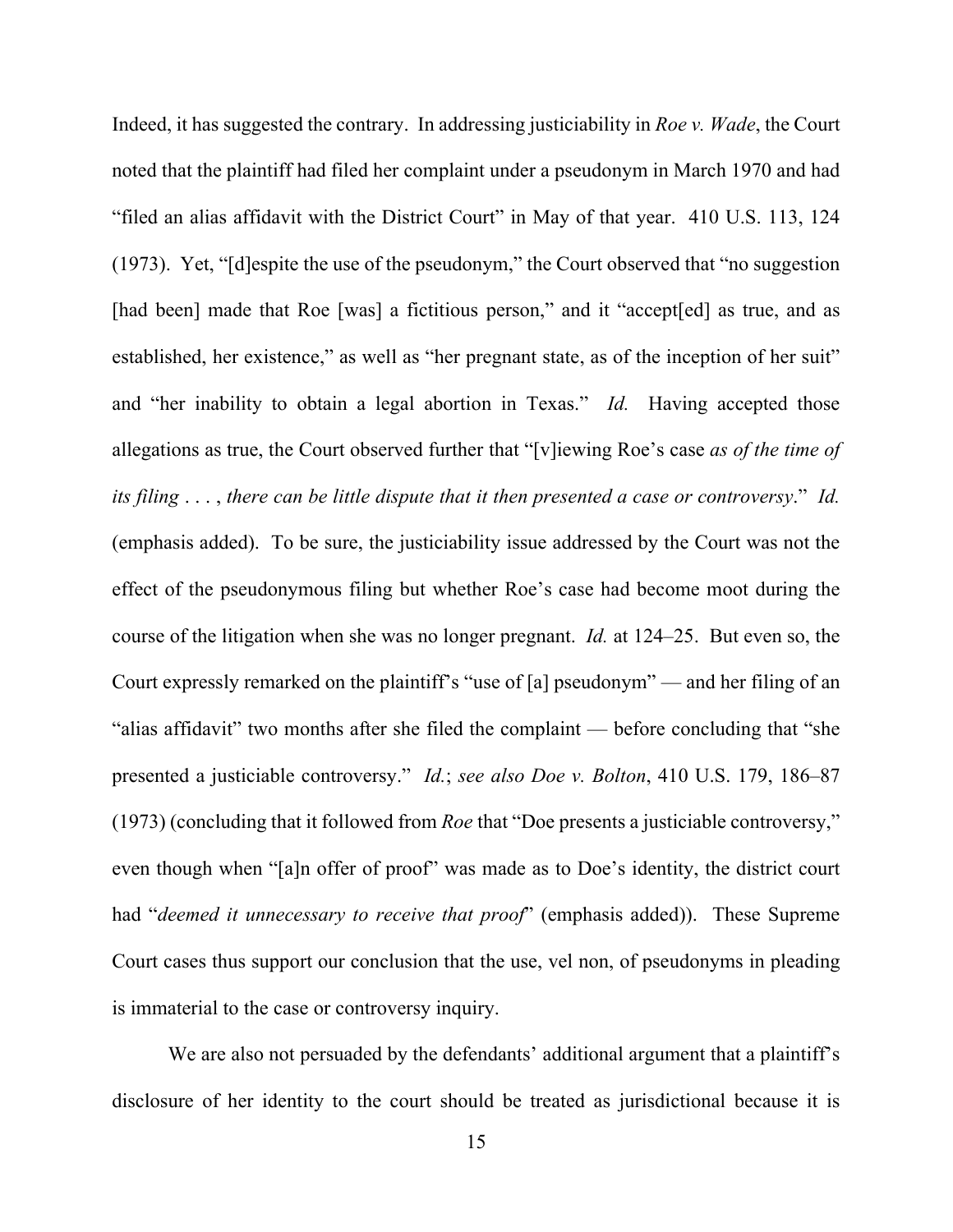Indeed, it has suggested the contrary. In addressing justiciability in *Roe v. Wade*, the Court noted that the plaintiff had filed her complaint under a pseudonym in March 1970 and had "filed an alias affidavit with the District Court" in May of that year. 410 U.S. 113, 124 (1973). Yet, "[d]espite the use of the pseudonym," the Court observed that "no suggestion [had been] made that Roe [was] a fictitious person," and it "accept[ed] as true, and as established, her existence," as well as "her pregnant state, as of the inception of her suit" and "her inability to obtain a legal abortion in Texas." *Id.* Having accepted those allegations as true, the Court observed further that "[v]iewing Roe's case *as of the time of its filing* . . . , *there can be little dispute that it then presented a case or controversy*." *Id.* (emphasis added). To be sure, the justiciability issue addressed by the Court was not the effect of the pseudonymous filing but whether Roe's case had become moot during the course of the litigation when she was no longer pregnant. *Id.* at 124–25. But even so, the Court expressly remarked on the plaintiff's "use of [a] pseudonym" — and her filing of an "alias affidavit" two months after she filed the complaint — before concluding that "she presented a justiciable controversy." *Id.*; *see also Doe v. Bolton*, 410 U.S. 179, 186–87 (1973) (concluding that it followed from *Roe* that "Doe presents a justiciable controversy," even though when "[a]n offer of proof" was made as to Doe's identity, the district court had "*deemed it unnecessary to receive that proof*" (emphasis added)). These Supreme Court cases thus support our conclusion that the use, vel non, of pseudonyms in pleading is immaterial to the case or controversy inquiry.

We are also not persuaded by the defendants' additional argument that a plaintiff's disclosure of her identity to the court should be treated as jurisdictional because it is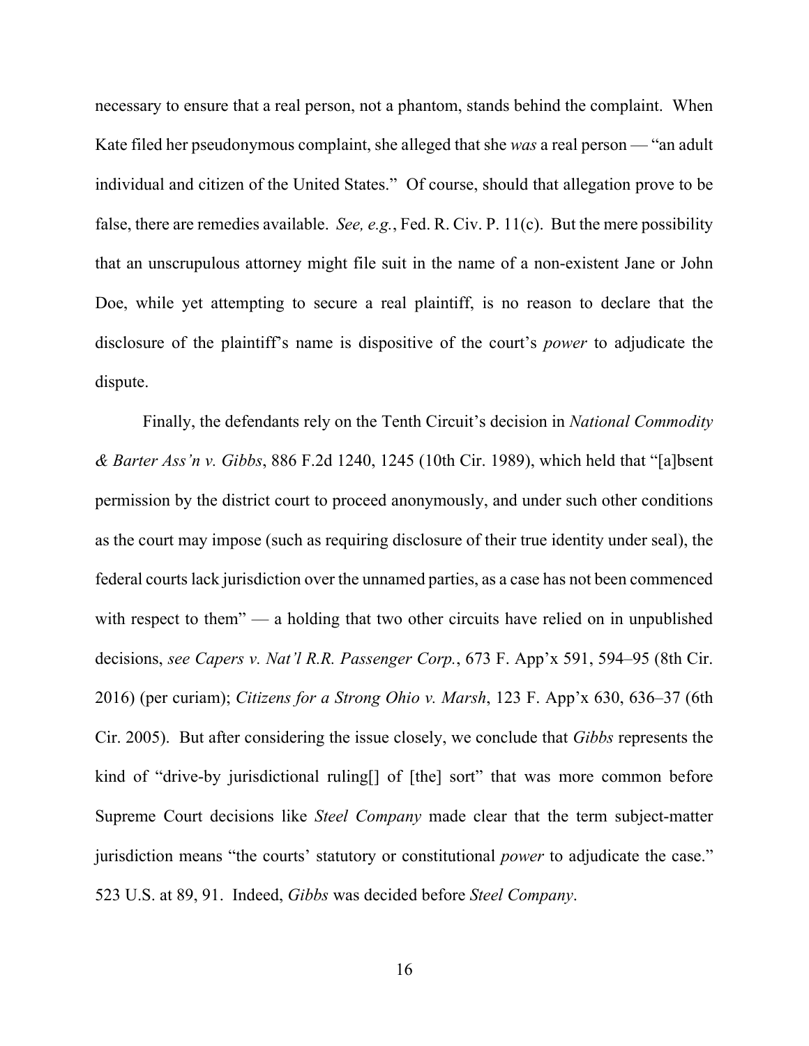necessary to ensure that a real person, not a phantom, stands behind the complaint. When Kate filed her pseudonymous complaint, she alleged that she *was* a real person — "an adult individual and citizen of the United States." Of course, should that allegation prove to be false, there are remedies available. *See, e.g.*, Fed. R. Civ. P. 11(c). But the mere possibility that an unscrupulous attorney might file suit in the name of a non-existent Jane or John Doe, while yet attempting to secure a real plaintiff, is no reason to declare that the disclosure of the plaintiff's name is dispositive of the court's *power* to adjudicate the dispute.

Finally, the defendants rely on the Tenth Circuit's decision in *National Commodity & Barter Ass'n v. Gibbs*, 886 F.2d 1240, 1245 (10th Cir. 1989), which held that "[a]bsent permission by the district court to proceed anonymously, and under such other conditions as the court may impose (such as requiring disclosure of their true identity under seal), the federal courts lack jurisdiction over the unnamed parties, as a case has not been commenced with respect to them" — a holding that two other circuits have relied on in unpublished decisions, *see Capers v. Nat'l R.R. Passenger Corp.*, 673 F. App'x 591, 594–95 (8th Cir. 2016) (per curiam); *Citizens for a Strong Ohio v. Marsh*, 123 F. App'x 630, 636–37 (6th Cir. 2005). But after considering the issue closely, we conclude that *Gibbs* represents the kind of "drive-by jurisdictional ruling[] of [the] sort" that was more common before Supreme Court decisions like *Steel Company* made clear that the term subject-matter jurisdiction means "the courts' statutory or constitutional *power* to adjudicate the case." 523 U.S. at 89, 91. Indeed, *Gibbs* was decided before *Steel Company*.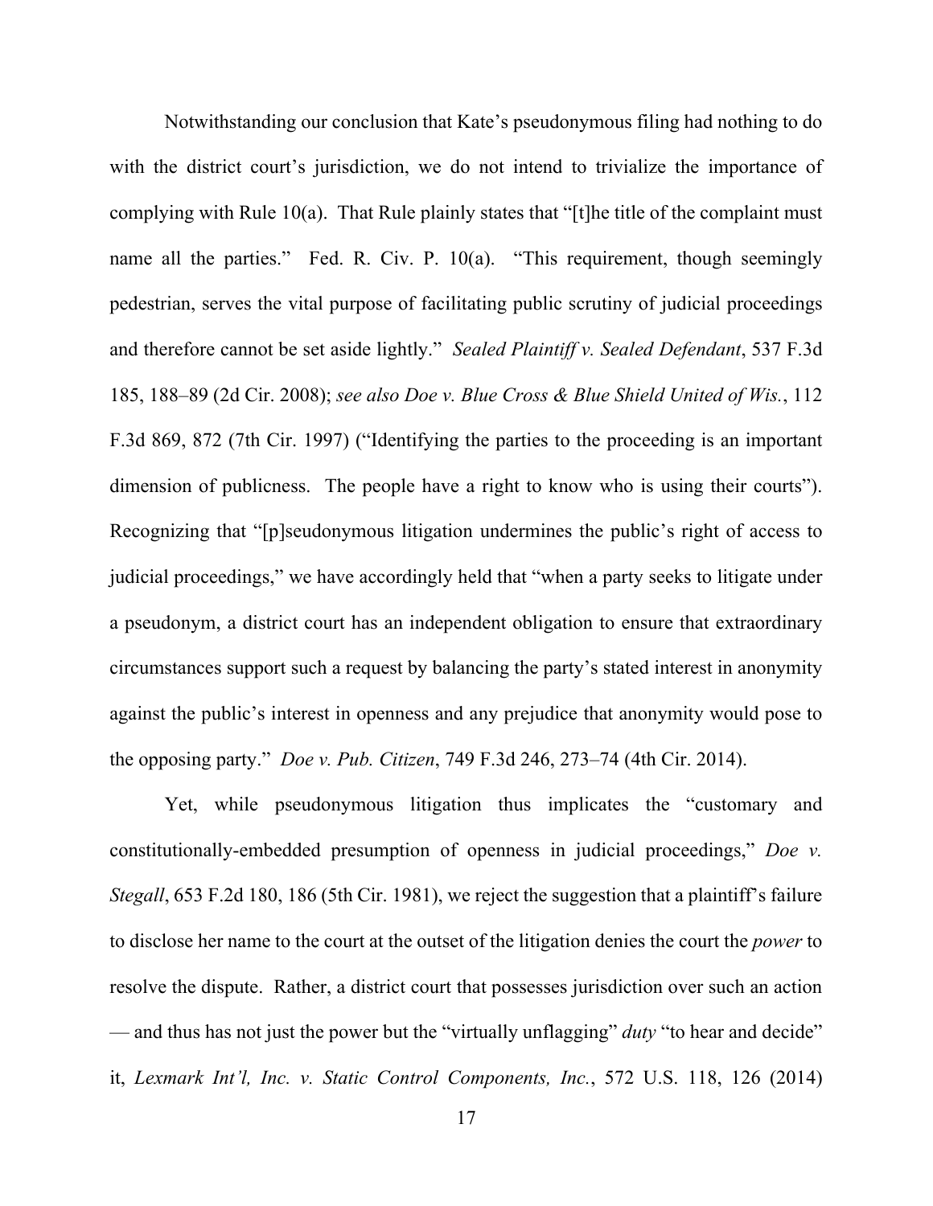Notwithstanding our conclusion that Kate's pseudonymous filing had nothing to do with the district court's jurisdiction, we do not intend to trivialize the importance of complying with Rule 10(a). That Rule plainly states that "[t]he title of the complaint must name all the parties." Fed. R. Civ. P. 10(a). "This requirement, though seemingly pedestrian, serves the vital purpose of facilitating public scrutiny of judicial proceedings and therefore cannot be set aside lightly." *Sealed Plaintiff v. Sealed Defendant*, 537 F.3d 185, 188–89 (2d Cir. 2008); *see also Doe v. Blue Cross & Blue Shield United of Wis.*, 112 F.3d 869, 872 (7th Cir. 1997) ("Identifying the parties to the proceeding is an important dimension of publicness. The people have a right to know who is using their courts"). Recognizing that "[p]seudonymous litigation undermines the public's right of access to judicial proceedings," we have accordingly held that "when a party seeks to litigate under a pseudonym, a district court has an independent obligation to ensure that extraordinary circumstances support such a request by balancing the party's stated interest in anonymity against the public's interest in openness and any prejudice that anonymity would pose to the opposing party." *Doe v. Pub. Citizen*, 749 F.3d 246, 273–74 (4th Cir. 2014).

Yet, while pseudonymous litigation thus implicates the "customary and constitutionally-embedded presumption of openness in judicial proceedings," *Doe v. Stegall*, 653 F.2d 180, 186 (5th Cir. 1981), we reject the suggestion that a plaintiff's failure to disclose her name to the court at the outset of the litigation denies the court the *power* to resolve the dispute. Rather, a district court that possesses jurisdiction over such an action — and thus has not just the power but the "virtually unflagging" *duty* "to hear and decide" it, *Lexmark Int'l, Inc. v. Static Control Components, Inc.*, 572 U.S. 118, 126 (2014)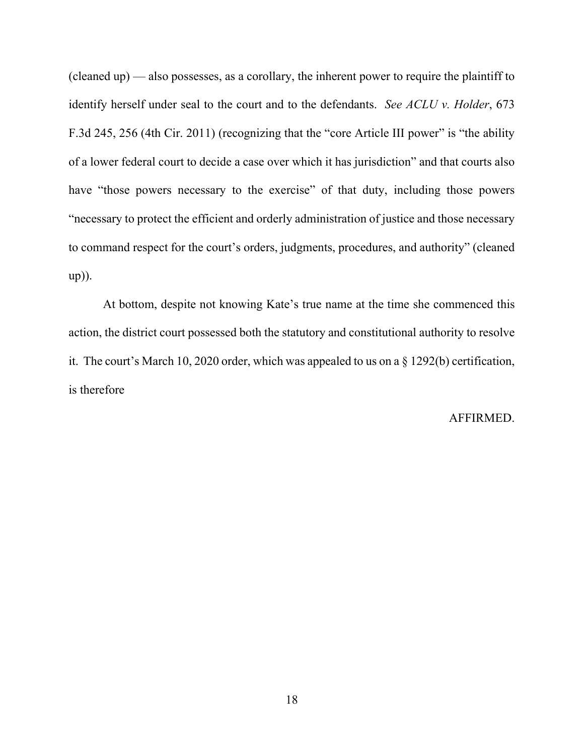(cleaned up) — also possesses, as a corollary, the inherent power to require the plaintiff to identify herself under seal to the court and to the defendants. *See ACLU v. Holder*, 673 F.3d 245, 256 (4th Cir. 2011) (recognizing that the "core Article III power" is "the ability of a lower federal court to decide a case over which it has jurisdiction" and that courts also have "those powers necessary to the exercise" of that duty, including those powers "necessary to protect the efficient and orderly administration of justice and those necessary to command respect for the court's orders, judgments, procedures, and authority" (cleaned up)).

At bottom, despite not knowing Kate's true name at the time she commenced this action, the district court possessed both the statutory and constitutional authority to resolve it. The court's March 10, 2020 order, which was appealed to us on a § 1292(b) certification, is therefore

AFFIRMED.